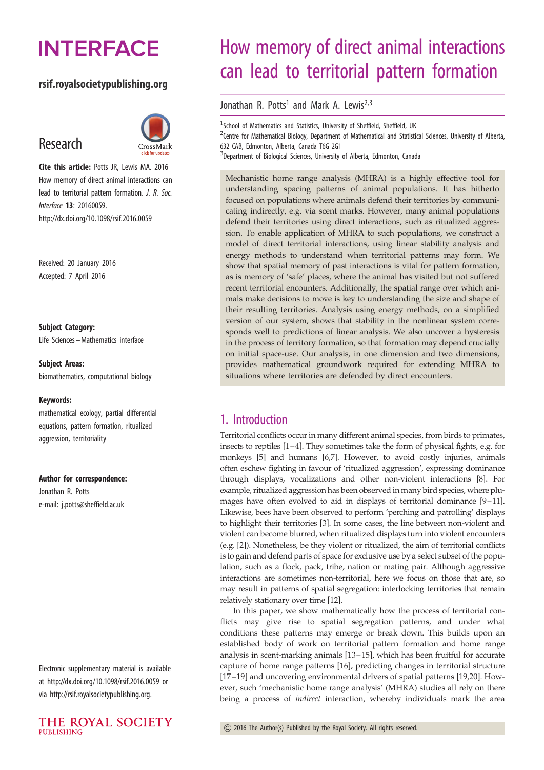# How memory of direct animal interactions can lead to territorial pattern formation

Jonathan R. Potts[1] and Mark A. Lewis[2,3]

[1]School of Mathematics and Statistics, University of Sheffield, Sheffield, UK
[2]Centre for Mathematical Biology, Department of Mathematical and Statistical Sciences, University of Alberta, 632 CAB, Edmonton, Alberta, Canada T6G 2G1
[3]Department of Biological Sciences, University of Alberta, Edmonton, Canada

rsif.royalsocietypublishing.org

Research

**Cite this article:** Potts JR, Lewis MA. 2016 How memory of direct animal interactions can lead to territorial pattern formation. *J. R. Soc. Interface* **13**: 20160059. http://dx.doi.org/10.1098/rsif.2016.0059

Received: 20 January 2016
Accepted: 7 April 2016

**Subject Category:**
Life Sciences – Mathematics interface

**Subject Areas:**
biomathematics, computational biology

**Keywords:**
mathematical ecology, partial differential equations, pattern formation, ritualized aggression, territoriality

**Author for correspondence:**
Jonathan R. Potts
e-mail: j.potts@sheffield.ac.uk

Electronic supplementary material is available at http://dx.doi.org/10.1098/rsif.2016.0059 or via http://rsif.royalsocietypublishing.org.

Mechanistic home range analysis (MHRA) is a highly effective tool for understanding spacing patterns of animal populations. It has hitherto focused on populations where animals defend their territories by communicating indirectly, e.g. via scent marks. However, many animal populations defend their territories using direct interactions, such as ritualized aggression. To enable application of MHRA to such populations, we construct a model of direct territorial interactions, using linear stability analysis and energy methods to understand when territorial patterns may form. We show that spatial memory of past interactions is vital for pattern formation, as is memory of 'safe' places, where the animal has visited but not suffered recent territorial encounters. Additionally, the spatial range over which animals make decisions to move is key to understanding the size and shape of their resulting territories. Analysis using energy methods, on a simplified version of our system, shows that stability in the nonlinear system corresponds well to predictions of linear analysis. We also uncover a hysteresis in the process of territory formation, so that formation may depend crucially on initial space-use. Our analysis, in one dimension and two dimensions, provides mathematical groundwork required for extending MHRA to situations where territories are defended by direct encounters.

## 1. Introduction

Territorial conflicts occur in many different animal species, from birds to primates, insects to reptiles [1–4]. They sometimes take the form of physical fights, e.g. for monkeys [5] and humans [6,7]. However, to avoid costly injuries, animals often eschew fighting in favour of 'ritualized aggression', expressing dominance through displays, vocalizations and other non-violent interactions [8]. For example, ritualized aggression has been observed in many bird species, where plumages have often evolved to aid in displays of territorial dominance [9–11]. Likewise, bees have been observed to perform 'perching and patrolling' displays to highlight their territories [3]. In some cases, the line between non-violent and violent can become blurred, when ritualized displays turn into violent encounters (e.g. [2]). Nonetheless, be they violent or ritualized, the aim of territorial conflicts is to gain and defend parts of space for exclusive use by a select subset of the population, such as a flock, pack, tribe, nation or mating pair. Although aggressive interactions are sometimes non-territorial, here we focus on those that are, so may result in patterns of spatial segregation: interlocking territories that remain relatively stationary over time [12].

In this paper, we show mathematically how the process of territorial conflicts may give rise to spatial segregation patterns, and under what conditions these patterns may emerge or break down. This builds upon an established body of work on territorial pattern formation and home range analysis in scent-marking animals [13–15], which has been fruitful for accurate capture of home range patterns [16], predicting changes in territorial structure [17–19] and uncovering environmental drivers of spatial patterns [19,20]. However, such 'mechanistic home range analysis' (MHRA) studies all rely on there being a process of *indirect* interaction, whereby individuals mark the area

© 2016 The Author(s) Published by the Royal Society. All rights reserved.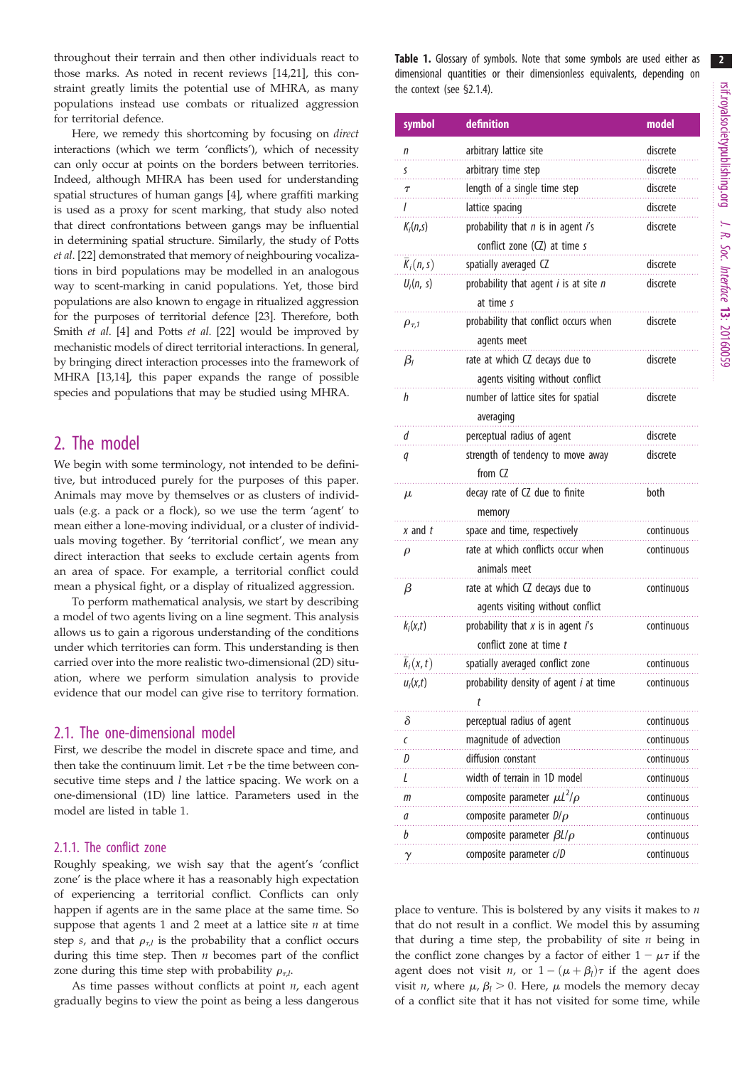throughout their terrain and then other individuals react to those marks. As noted in recent reviews [14,21], this constraint greatly limits the potential use of MHRA, as many populations instead use combats or ritualized aggression for territorial defence.

Here, we remedy this shortcoming by focusing on *direct* interactions (which we term 'conflicts'), which of necessity can only occur at points on the borders between territories. Indeed, although MHRA has been used for understanding spatial structures of human gangs [4], where graffiti marking is used as a proxy for scent marking, that study also noted that direct confrontations between gangs may be influential in determining spatial structure. Similarly, the study of Potts *et al*. [22] demonstrated that memory of neighbouring vocalizations in bird populations may be modelled in an analogous way to scent-marking in canid populations. Yet, those bird populations are also known to engage in ritualized aggression for the purposes of territorial defence [23]. Therefore, both Smith *et al*. [4] and Potts *et al*. [22] would be improved by mechanistic models of direct territorial interactions. In general, by bringing direct interaction processes into the framework of MHRA [13,14], this paper expands the range of possible species and populations that may be studied using MHRA.

## 2. The model

We begin with some terminology, not intended to be definitive, but introduced purely for the purposes of this paper. Animals may move by themselves or as clusters of individuals (e.g. a pack or a flock), so we use the term 'agent' to mean either a lone-moving individual, or a cluster of individuals moving together. By 'territorial conflict', we mean any direct interaction that seeks to exclude certain agents from an area of space. For example, a territorial conflict could mean a physical fight, or a display of ritualized aggression.

To perform mathematical analysis, we start by describing a model of two agents living on a line segment. This analysis allows us to gain a rigorous understanding of the conditions under which territories can form. This understanding is then carried over into the more realistic two-dimensional (2D) situation, where we perform simulation analysis to provide evidence that our model can give rise to territory formation.

### 2.1. The one-dimensional model

First, we describe the model in discrete space and time, and then take the continuum limit. Let $\tau$ be the time between consecutive time steps and $l$ the lattice spacing. We work on a one-dimensional (1D) line lattice. Parameters used in the model are listed in table 1.

#### 2.1.1. The conflict zone

Roughly speaking, we wish say that the agent's 'conflict zone' is the place where it has a reasonably high expectation of experiencing a territorial conflict. Conflicts can only happen if agents are in the same place at the same time. So suppose that agents 1 and 2 meet at a lattice site $n$ at time step $s$, and that $\rho_{\tau,l}$ is the probability that a conflict occurs during this time step. Then $n$ becomes part of the conflict zone during this time step with probability $\rho_{\tau,l}$.

As time passes without conflicts at point $n$, each agent gradually begins to view the point as being a less dangerous place to venture. This is bolstered by any visits it makes to $n$ that do not result in a conflict. We model this by assuming that during a time step, the probability of site $n$ being in the conflict zone changes by a factor of either $1 - \mu\tau$ if the agent does not visit $n$, or $1 - (\mu + \beta_l)\tau$ if the agent does visit $n$, where $\mu, \beta_l > 0$. Here, $\mu$ models the memory decay of a conflict site that it has not visited for some time, while

**Table 1.** Glossary of symbols. Note that some symbols are used either as dimensional quantities or their dimensionless equivalents, depending on the context (see §2.1.4).

| symbol | definition | model |
|---|---|---|
| $n$ | arbitrary lattice site | discrete |
| $s$ | arbitrary time step | discrete |
| $\tau$ | length of a single time step | discrete |
| $l$ | lattice spacing | discrete |
| $K_i(n,s)$ | probability that $n$ is in agent $i$'s conflict zone (CZ) at time $s$ | discrete |
| $\bar{K}_i(n,s)$ | spatially averaged CZ | discrete |
| $U_i(n,s)$ | probability that agent $i$ is at site $n$ at time $s$ | discrete |
| $\rho_{\tau,l}$ | probability that conflict occurs when agents meet | discrete |
| $\beta_l$ | rate at which CZ decays due to agents visiting without conflict | discrete |
| $h$ | number of lattice sites for spatial averaging | discrete |
| $d$ | perceptual radius of agent | discrete |
| $q$ | strength of tendency to move away from CZ | discrete |
| $\mu$ | decay rate of CZ due to finite memory | both |
| $x$ and $t$ | space and time, respectively | continuous |
| $\rho$ | rate at which conflicts occur when animals meet | continuous |
| $\beta$ | rate at which CZ decays due to agents visiting without conflict | continuous |
| $k_i(x,t)$ | probability that $x$ is in agent $i$'s conflict zone at time $t$ | continuous |
| $\bar{k}_i(x,t)$ | spatially averaged conflict zone | continuous |
| $u_i(x,t)$ | probability density of agent $i$ at time $t$ | continuous |
| $\delta$ | perceptual radius of agent | continuous |
| $c$ | magnitude of advection | continuous |
| $D$ | diffusion constant | continuous |
| $L$ | width of terrain in 1D model | continuous |
| $m$ | composite parameter $\mu L^2/\rho$ | continuous |
| $a$ | composite parameter $D/\rho$ | continuous |
| $b$ | composite parameter $\beta L/\rho$ | continuous |
| $\gamma$ | composite parameter $c/D$ | continuous |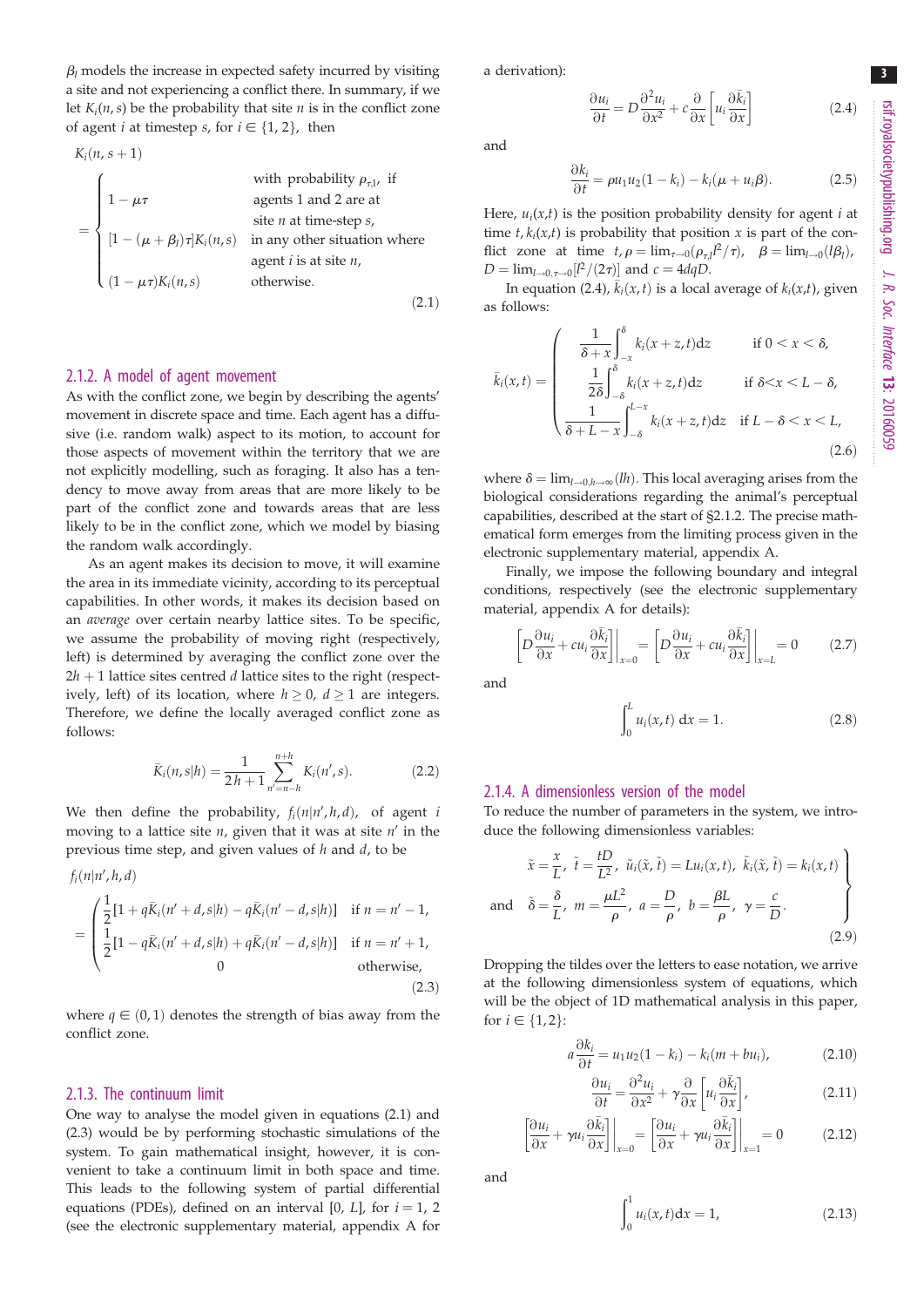$\beta_l$ models the increase in expected safety incurred by visiting a site and not experiencing a conflict there. In summary, if we let $K_i(n, s)$ be the probability that site $n$ is in the conflict zone of agent $i$ at timestep $s$, for $i \in \{1, 2\}$, then

$$
K_i(n, s+1) = \begin{cases} 1 - \mu\tau & \text{with probability } \rho_{\tau,l}, \text{ if agents 1 and 2 are at site } n \text{ at time-step } s, \\ [1 - (\mu + \beta_l)\tau]K_i(n, s) & \text{in any other situation where agent } i \text{ is at site } n, \\ (1 - \mu\tau)K_i(n, s) & \text{otherwise.} \end{cases} \tag{2.1}
$$

### 2.1.2. A model of agent movement

As with the conflict zone, we begin by describing the agents' movement in discrete space and time. Each agent has a diffusive (i.e. random walk) aspect to its motion, to account for those aspects of movement within the territory that we are not explicitly modelling, such as foraging. It also has a tendency to move away from areas that are more likely to be part of the conflict zone and towards areas that are less likely to be in the conflict zone, which we model by biasing the random walk accordingly.

As an agent makes its decision to move, it will examine the area in its immediate vicinity, according to its perceptual capabilities. In other words, it makes its decision based on an *average* over certain nearby lattice sites. To be specific, we assume the probability of moving right (respectively, left) is determined by averaging the conflict zone over the $2h + 1$ lattice sites centred $d$ lattice sites to the right (respectively, left) of its location, where $h \geq 0$, $d \geq 1$ are integers. Therefore, we define the locally averaged conflict zone as follows:

$$
\bar{K}_i(n, s|h) = \frac{1}{2h+1} \sum_{n'=n-h}^{n+h} K_i(n', s). \tag{2.2}
$$

We then define the probability, $f_i(n|n', h, d)$, of agent $i$ moving to a lattice site $n$, given that it was at site $n'$ in the previous time step, and given values of $h$ and $d$, to be

$$
f_i(n|n', h, d) = \begin{cases} \frac{1}{2}[1 + q\bar{K}_i(n' + d, s|h) - q\bar{K}_i(n' - d, s|h)] & \text{if } n = n' - 1, \\ \frac{1}{2}[1 - q\bar{K}_i(n' + d, s|h) + q\bar{K}_i(n' - d, s|h)] & \text{if } n = n' + 1, \\ 0 & \text{otherwise,} \end{cases} \tag{2.3}
$$

where $q \in (0, 1)$ denotes the strength of bias away from the conflict zone.

### 2.1.3. The continuum limit

One way to analyse the model given in equations (2.1) and (2.3) would be by performing stochastic simulations of the system. To gain mathematical insight, however, it is convenient to take a continuum limit in both space and time. This leads to the following system of partial differential equations (PDEs), defined on an interval $[0, L]$, for $i = 1, 2$ (see the electronic supplementary material, appendix A for a derivation):

$$
\frac{\partial u_i}{\partial t} = D\frac{\partial^2 u_i}{\partial x^2} + c\frac{\partial}{\partial x}\left[u_i \frac{\partial \bar{k}_i}{\partial x}\right] \tag{2.4}
$$

and

$$
\frac{\partial k_i}{\partial t} = \rho u_1 u_2 (1 - k_i) - k_i(\mu + u_i\beta). \tag{2.5}
$$

Here, $u_i(x,t)$ is the position probability density for agent $i$ at time $t$, $k_i(x,t)$ is probability that position $x$ is part of the conflict zone at time $t$, $\rho = \lim_{\tau\to 0}(\rho_{\tau,l} l^2/\tau)$, $\beta = \lim_{l\to 0}(l\beta_l)$, $D = \lim_{l\to 0,\tau\to 0}[l^2/(2\tau)]$ and $c = 4dqD$.

In equation (2.4), $\bar{k}_i(x, t)$ is a local average of $k_i(x,t)$, given as follows:

$$
\bar{k}_i(x, t) = \begin{cases} \dfrac{1}{\delta + x}\displaystyle\int_{-x}^{\delta} k_i(x + z, t)\mathrm{d}z & \text{if } 0 < x < \delta, \\ \dfrac{1}{2\delta}\displaystyle\int_{-\delta}^{\delta} k_i(x + z, t)\mathrm{d}z & \text{if } \delta < x < L - \delta, \\ \dfrac{1}{\delta + L - x}\displaystyle\int_{-\delta}^{L-x} k_i(x + z, t)\mathrm{d}z & \text{if } L - \delta < x < L, \end{cases} \tag{2.6}
$$

where $\delta = \lim_{l\to 0, h\to\infty}(lh)$. This local averaging arises from the biological considerations regarding the animal's perceptual capabilities, described at the start of §2.1.2. The precise mathematical form emerges from the limiting process given in the electronic supplementary material, appendix A.

Finally, we impose the following boundary and integral conditions, respectively (see the electronic supplementary material, appendix A for details):

$$
\left[D\frac{\partial u_i}{\partial x} + cu_i\frac{\partial \bar{k}_i}{\partial x}\right]\Bigg|_{x=0} = \left[D\frac{\partial u_i}{\partial x} + cu_i\frac{\partial \bar{k}_i}{\partial x}\right]\Bigg|_{x=L} = 0 \tag{2.7}
$$

and

$$
\int_0^L u_i(x, t)\,\mathrm{d}x = 1. \tag{2.8}
$$

### 2.1.4. A dimensionless version of the model

To reduce the number of parameters in the system, we introduce the following dimensionless variables:

$$
\left.\begin{aligned} &\tilde{x} = \frac{x}{L},\ \tilde{t} = \frac{tD}{L^2},\ \tilde{u}_i(\tilde{x}, \tilde{t}) = Lu_i(x, t),\ \tilde{k}_i(\tilde{x}, \tilde{t}) = k_i(x, t) \\ \text{and}\quad &\tilde{\delta} = \frac{\delta}{L},\ m = \frac{\mu L^2}{\rho},\ a = \frac{D}{\rho},\ b = \frac{\beta L}{\rho},\ \gamma = \frac{c}{D}. \end{aligned}\right\} \tag{2.9}
$$

Dropping the tildes over the letters to ease notation, we arrive at the following dimensionless system of equations, which will be the object of 1D mathematical analysis in this paper, for $i \in \{1, 2\}$:

$$
a\frac{\partial k_i}{\partial t} = u_1 u_2(1 - k_i) - k_i(m + bu_i), \tag{2.10}
$$

$$
\frac{\partial u_i}{\partial t} = \frac{\partial^2 u_i}{\partial x^2} + \gamma\frac{\partial}{\partial x}\left[u_i\frac{\partial \bar{k}_i}{\partial x}\right], \tag{2.11}
$$

$$
\left[\frac{\partial u_i}{\partial x} + \gamma u_i\frac{\partial \bar{k}_i}{\partial x}\right]\Bigg|_{x=0} = \left[\frac{\partial u_i}{\partial x} + \gamma u_i\frac{\partial \bar{k}_i}{\partial x}\right]\Bigg|_{x=1} = 0 \tag{2.12}
$$

and

$$
\int_0^1 u_i(x, t)\mathrm{d}x = 1, \tag{2.13}
$$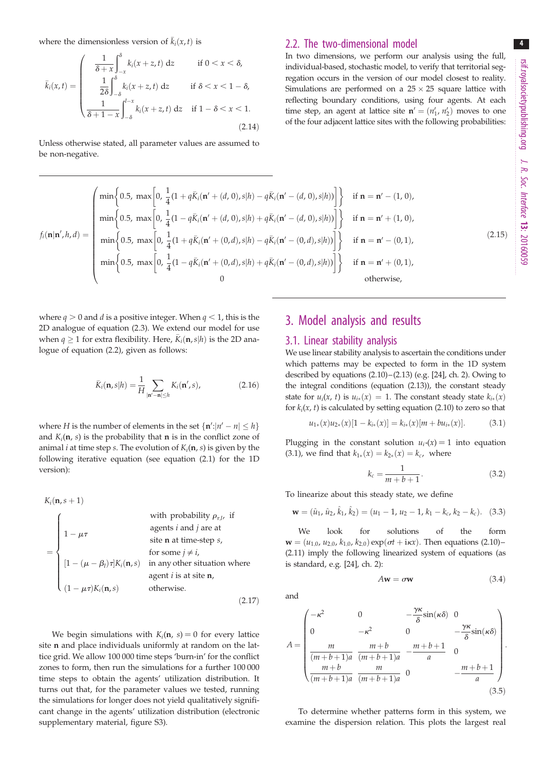where the dimensionless version of $\bar{k}_i(x,t)$ is

$$
\bar{k}_i(x,t) = \begin{cases} \dfrac{1}{\delta + x}\displaystyle\int_{-x}^{\delta} k_i(x+z,t)\,\mathrm{d}z & \text{if } 0 < x < \delta, \\ \dfrac{1}{2\delta}\displaystyle\int_{-\delta}^{\delta} k_i(x+z,t)\,\mathrm{d}z & \text{if } \delta < x < 1-\delta, \\ \dfrac{1}{\delta + 1 - x}\displaystyle\int_{-\delta}^{l-x} k_i(x+z,t)\,\mathrm{d}z & \text{if } 1-\delta < x < 1. \end{cases} \tag{2.14}
$$

Unless otherwise stated, all parameter values are assumed to be non-negative.

## 2.2. The two-dimensional model

In two dimensions, we perform our analysis using the full, individual-based, stochastic model, to verify that territorial segregation occurs in the version of our model closest to reality. Simulations are performed on a $25 \times 25$ square lattice with reflecting boundary conditions, using four agents. At each time step, an agent at lattice site $\mathbf{n}' = (n_1', n_2')$ moves to one of the four adjacent lattice sites with the following probabilities:

$$
f_i(\mathbf{n}|\mathbf{n}',h,d) = \begin{cases} \min\left\{0.5,\ \max\left[0,\ \dfrac{1}{4}(1 + q\bar{K}_i(\mathbf{n}'+(d,0),s|h) - q\bar{K}_i(\mathbf{n}'-(d,0),s|h))\right]\right\} & \text{if } \mathbf{n} = \mathbf{n}' - (1,0), \\ \min\left\{0.5,\ \max\left[0,\ \dfrac{1}{4}(1 - q\bar{K}_i(\mathbf{n}'+(d,0),s|h) + q\bar{K}_i(\mathbf{n}'-(d,0),s|h))\right]\right\} & \text{if } \mathbf{n} = \mathbf{n}' + (1,0), \\ \min\left\{0.5,\ \max\left[0,\ \dfrac{1}{4}(1 + q\bar{K}_i(\mathbf{n}'+(0,d),s|h) - q\bar{K}_i(\mathbf{n}'-(0,d),s|h))\right]\right\} & \text{if } \mathbf{n} = \mathbf{n}' - (0,1), \\ \min\left\{0.5,\ \max\left[0,\ \dfrac{1}{4}(1 - q\bar{K}_i(\mathbf{n}'+(0,d),s|h) + q\bar{K}_i(\mathbf{n}'-(0,d),s|h))\right]\right\} & \text{if } \mathbf{n} = \mathbf{n}' + (0,1), \\ 0 & \text{otherwise,} \end{cases} \tag{2.15}
$$

where $q > 0$ and $d$ is a positive integer. When $q < 1$, this is the 2D analogue of equation (2.3). We extend our model for use when $q \geq 1$ for extra flexibility. Here, $\bar{K}_i(\mathbf{n}, s|h)$ is the 2D analogue of equation (2.2), given as follows:

$$
\bar{K}_i(\mathbf{n},s|h) = \frac{1}{H}\sum_{|\mathbf{n}'-\mathbf{n}|\leq h} K_i(\mathbf{n}',s), \tag{2.16}
$$

where $H$ is the number of elements in the set $\{\mathbf{n}' : |n' - n| \leq h\}$ and $K_i(\mathbf{n}, s)$ is the probability that $\mathbf{n}$ is in the conflict zone of animal $i$ at time step $s$. The evolution of $K_i(\mathbf{n}, s)$ is given by the following iterative equation (see equation (2.1) for the 1D version):

$$
K_i(\mathbf{n},s+1) = \begin{cases} 1 - \mu\tau & \text{with probability } \rho_{\tau,l}, \text{ if agents } i \text{ and } j \text{ are at site } \mathbf{n} \text{ at time-step } s, \text{ for some } j \neq i, \\ [1-(\mu-\beta_l)\tau]K_i(\mathbf{n},s) & \text{in any other situation where agent } i \text{ is at site } \mathbf{n}, \\ (1-\mu\tau)K_i(\mathbf{n},s) & \text{otherwise.} \end{cases} \tag{2.17}
$$

We begin simulations with $K_i(\mathbf{n}, s) = 0$ for every lattice site $\mathbf{n}$ and place individuals uniformly at random on the lattice grid. We allow 100 000 time steps 'burn-in' for the conflict zones to form, then run the simulations for a further 100 000 time steps to obtain the agents' utilization distribution. It turns out that, for the parameter values we tested, running the simulations for longer does not yield qualitatively significant change in the agents' utilization distribution (electronic supplementary material, figure S3).

# 3. Model analysis and results

## 3.1. Linear stability analysis

We use linear stability analysis to ascertain the conditions under which patterns may be expected to form in the 1D system described by equations (2.10)–(2.13) (e.g. [24], ch. 2). Owing to the integral conditions (equation (2.13)), the constant steady state for $u_i(x, t)$ is $u_{i*}(x) = 1$. The constant steady state $k_{i*}(x)$ for $k_i(x, t)$ is calculated by setting equation (2.10) to zero so that

$$
u_{1*}(x)u_{2*}(x)[1 - k_{i*}(x)] = k_{i*}(x)[m + bu_{i*}(x)]. \tag{3.1}
$$

Plugging in the constant solution $u_{i^*}(x) = 1$ into equation (3.1), we find that $k_{1*}(x) = k_{2*}(x) = k_c$, where

$$
k_c = \frac{1}{m+b+1}. \tag{3.2}
$$

To linearize about this steady state, we define

$$
\mathbf{w} = (\hat{u}_1, \hat{u}_2, \hat{k}_1, \hat{k}_2) = (u_1 - 1, u_2 - 1, k_1 - k_c, k_2 - k_c). \tag{3.3}
$$

We look for solutions of the form $\mathbf{w} = (u_{1,0}, u_{2,0}, k_{1,0}, k_{2,0})\exp(\sigma t + \mathrm{i}\kappa x)$. Then equations (2.10)–(2.11) imply the following linearized system of equations (as is standard, e.g. [24], ch. 2):

$$
A\mathbf{w} = \sigma\mathbf{w} \tag{3.4}
$$

and

$$
A = \begin{pmatrix} -\kappa^2 & 0 & -\dfrac{\gamma\kappa}{\delta}\sin(\kappa\delta) & 0 \\ 0 & -\kappa^2 & 0 & -\dfrac{\gamma\kappa}{\delta}\sin(\kappa\delta) \\ \dfrac{m}{(m+b+1)a} & \dfrac{m+b}{(m+b+1)a} & -\dfrac{m+b+1}{a} & 0 \\ \dfrac{m+b}{(m+b+1)a} & \dfrac{m}{(m+b+1)a} & 0 & -\dfrac{m+b+1}{a} \end{pmatrix}. \tag{3.5}
$$

To determine whether patterns form in this system, we examine the dispersion relation. This plots the largest real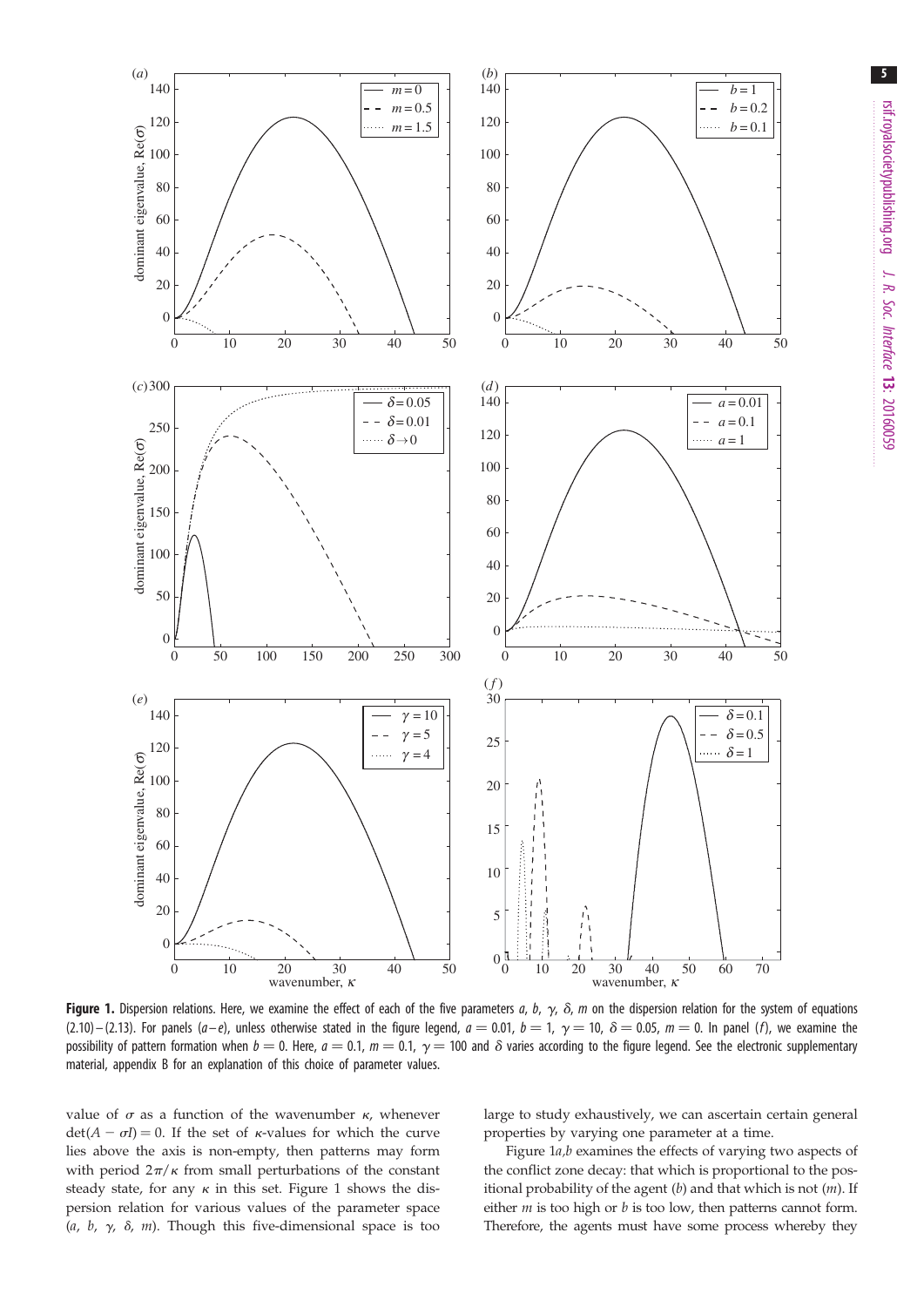**Figure 1.** Dispersion relations. Here, we examine the effect of each of the five parameters $a$, $b$, $\gamma$, $\delta$, $m$ on the dispersion relation for the system of equations (2.10)–(2.13). For panels (*a*–*e*), unless otherwise stated in the figure legend, $a = 0.01$, $b = 1$, $\gamma = 10$, $\delta = 0.05$, $m = 0$. In panel (*f*), we examine the possibility of pattern formation when $b = 0$. Here, $a = 0.1$, $m = 0.1$, $\gamma = 100$ and $\delta$ varies according to the figure legend. See the electronic supplementary material, appendix B for an explanation of this choice of parameter values.

value of $\sigma$ as a function of the wavenumber $\kappa$, whenever $\det(A - \sigma I) = 0$. If the set of $\kappa$-values for which the curve lies above the axis is non-empty, then patterns may form with period $2\pi/\kappa$ from small perturbations of the constant steady state, for any $\kappa$ in this set. Figure 1 shows the dispersion relation for various values of the parameter space ($a$, $b$, $\gamma$, $\delta$, $m$). Though this five-dimensional space is too large to study exhaustively, we can ascertain certain general properties by varying one parameter at a time.

Figure 1*a*,*b* examines the effects of varying two aspects of the conflict zone decay: that which is proportional to the positional probability of the agent ($b$) and that which is not ($m$). If either $m$ is too high or $b$ is too low, then patterns cannot form. Therefore, the agents must have some process whereby they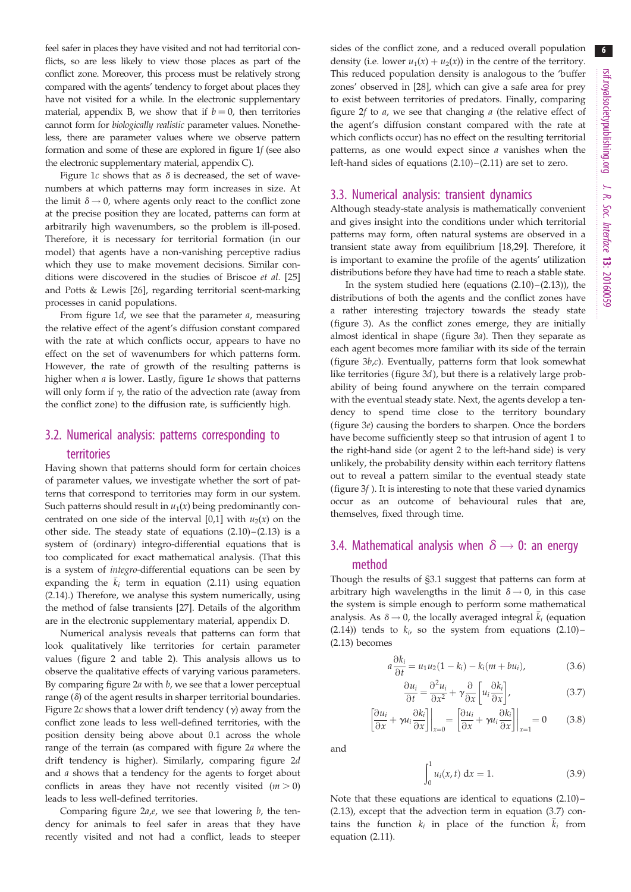feel safer in places they have visited and not had territorial conflicts, so are less likely to view those places as part of the conflict zone. Moreover, this process must be relatively strong compared with the agents' tendency to forget about places they have not visited for a while. In the electronic supplementary material, appendix B, we show that if $b = 0$, then territories cannot form for *biologically realistic* parameter values. Nonetheless, there are parameter values where we observe pattern formation and some of these are explored in figure 1*f* (see also the electronic supplementary material, appendix C).

Figure 1*c* shows that as $\delta$ is decreased, the set of wavenumbers at which patterns may form increases in size. At the limit $\delta \to 0$, where agents only react to the conflict zone at the precise position they are located, patterns can form at arbitrarily high wavenumbers, so the problem is ill-posed. Therefore, it is necessary for territorial formation (in our model) that agents have a non-vanishing perceptive radius which they use to make movement decisions. Similar conditions were discovered in the studies of Briscoe *et al.* [25] and Potts & Lewis [26], regarding territorial scent-marking processes in canid populations.

From figure 1*d*, we see that the parameter $a$, measuring the relative effect of the agent's diffusion constant compared with the rate at which conflicts occur, appears to have no effect on the set of wavenumbers for which patterns form. However, the rate of growth of the resulting patterns is higher when $a$ is lower. Lastly, figure 1*e* shows that patterns will only form if $\gamma$, the ratio of the advection rate (away from the conflict zone) to the diffusion rate, is sufficiently high.

## 3.2. Numerical analysis: patterns corresponding to territories

Having shown that patterns should form for certain choices of parameter values, we investigate whether the sort of patterns that correspond to territories may form in our system. Such patterns should result in $u_1(x)$ being predominantly concentrated on one side of the interval [0,1] with $u_2(x)$ on the other side. The steady state of equations (2.10)–(2.13) is a system of (ordinary) integro-differential equations that is too complicated for exact mathematical analysis. (That this is a system of *integro*-differential equations can be seen by expanding the $\bar{k}_i$ term in equation (2.11) using equation (2.14).) Therefore, we analyse this system numerically, using the method of false transients [27]. Details of the algorithm are in the electronic supplementary material, appendix D.

Numerical analysis reveals that patterns can form that look qualitatively like territories for certain parameter values (figure 2 and table 2). This analysis allows us to observe the qualitative effects of varying various parameters. By comparing figure 2*a* with *b*, we see that a lower perceptual range ($\delta$) of the agent results in sharper territorial boundaries. Figure 2*c* shows that a lower drift tendency ($\gamma$) away from the conflict zone leads to less well-defined territories, with the position density being above about 0.1 across the whole range of the terrain (as compared with figure 2*a* where the drift tendency is higher). Similarly, comparing figure 2*d* and *a* shows that a tendency for the agents to forget about conflicts in areas they have not recently visited ($m > 0$) leads to less well-defined territories.

Comparing figure 2*a*,*e*, we see that lowering $b$, the tendency for animals to feel safer in areas that they have recently visited and not had a conflict, leads to steeper sides of the conflict zone, and a reduced overall population density (i.e. lower $u_1(x) + u_2(x)$) in the centre of the territory. This reduced population density is analogous to the 'buffer zones' observed in [28], which can give a safe area for prey to exist between territories of predators. Finally, comparing figure 2*f* to *a*, we see that changing $a$ (the relative effect of the agent's diffusion constant compared with the rate at which conflicts occur) has no effect on the resulting territorial patterns, as one would expect since $a$ vanishes when the left-hand sides of equations (2.10)–(2.11) are set to zero.

## 3.3. Numerical analysis: transient dynamics

Although steady-state analysis is mathematically convenient and gives insight into the conditions under which territorial patterns may form, often natural systems are observed in a transient state away from equilibrium [18,29]. Therefore, it is important to examine the profile of the agents' utilization distributions before they have had time to reach a stable state.

In the system studied here (equations (2.10)–(2.13)), the distributions of both the agents and the conflict zones have a rather interesting trajectory towards the steady state (figure 3). As the conflict zones emerge, they are initially almost identical in shape (figure 3*a*). Then they separate as each agent becomes more familiar with its side of the terrain (figure 3*b*,*c*). Eventually, patterns form that look somewhat like territories (figure 3*d*), but there is a relatively large probability of being found anywhere on the terrain compared with the eventual steady state. Next, the agents develop a tendency to spend time close to the territory boundary (figure 3*e*) causing the borders to sharpen. Once the borders have become sufficiently steep so that intrusion of agent 1 to the right-hand side (or agent 2 to the left-hand side) is very unlikely, the probability density within each territory flattens out to reveal a pattern similar to the eventual steady state (figure 3*f* ). It is interesting to note that these varied dynamics occur as an outcome of behavioural rules that are, themselves, fixed through time.

## 3.4. Mathematical analysis when $\delta \to 0$: an energy method

Though the results of §3.1 suggest that patterns can form at arbitrary high wavelengths in the limit $\delta \to 0$, in this case the system is simple enough to perform some mathematical analysis. As $\delta \to 0$, the locally averaged integral $\bar{k}_i$ (equation (2.14)) tends to $k_i$, so the system from equations (2.10)–(2.13) becomes

$$a\frac{\partial k_i}{\partial t} = u_1 u_2 (1 - k_i) - k_i(m + b u_i), \tag{3.6}$$

$$\frac{\partial u_i}{\partial t} = \frac{\partial^2 u_i}{\partial x^2} + \gamma \frac{\partial}{\partial x}\left[u_i \frac{\partial k_i}{\partial x}\right], \tag{3.7}$$

$$\left[\frac{\partial u_i}{\partial x} + \gamma u_i \frac{\partial k_i}{\partial x}\right]\bigg|_{x=0} = \left[\frac{\partial u_i}{\partial x} + \gamma u_i \frac{\partial k_i}{\partial x}\right]\bigg|_{x=1} = 0 \tag{3.8}$$

and

$$\int_0^1 u_i(x, t)\, \mathrm{d}x = 1. \tag{3.9}$$

Note that these equations are identical to equations (2.10)–(2.13), except that the advection term in equation (3.7) contains the function $k_i$ in place of the function $\bar{k}_i$ from equation (2.11).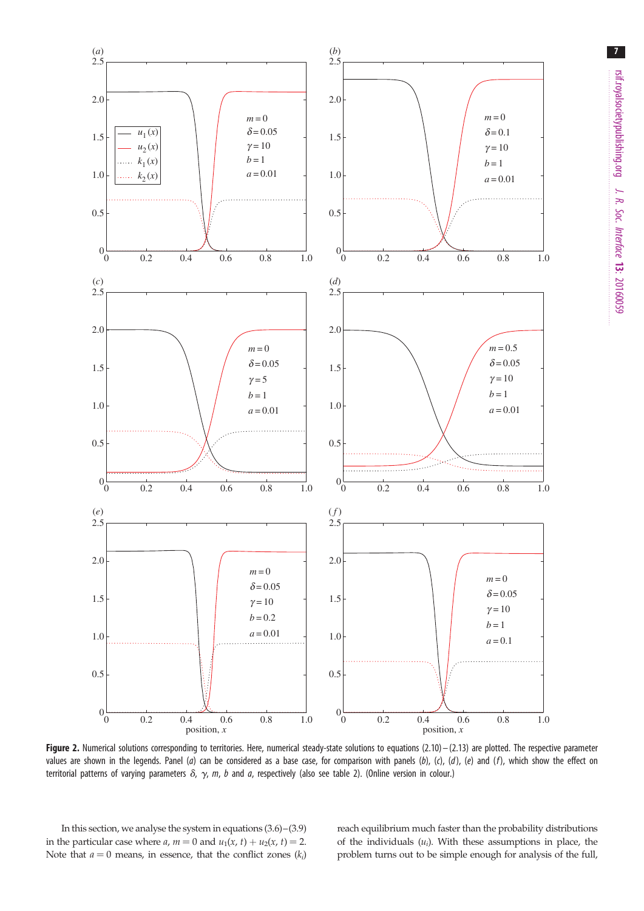**Figure 2.** Numerical solutions corresponding to territories. Here, numerical steady-state solutions to equations (2.10)–(2.13) are plotted. The respective parameter values are shown in the legends. Panel (*a*) can be considered as a base case, for comparison with panels (*b*), (*c*), (*d*), (*e*) and (*f*), which show the effect on territorial patterns of varying parameters $\delta$, $\gamma$, $m$, $b$ and $a$, respectively (also see table 2). (Online version in colour.)

In this section, we analyse the system in equations (3.6)–(3.9) in the particular case where $a$, $m = 0$ and $u_1(x, t) + u_2(x, t) = 2$. Note that $a = 0$ means, in essence, that the conflict zones ($k_i$) reach equilibrium much faster than the probability distributions of the individuals ($u_i$). With these assumptions in place, the problem turns out to be simple enough for analysis of the full,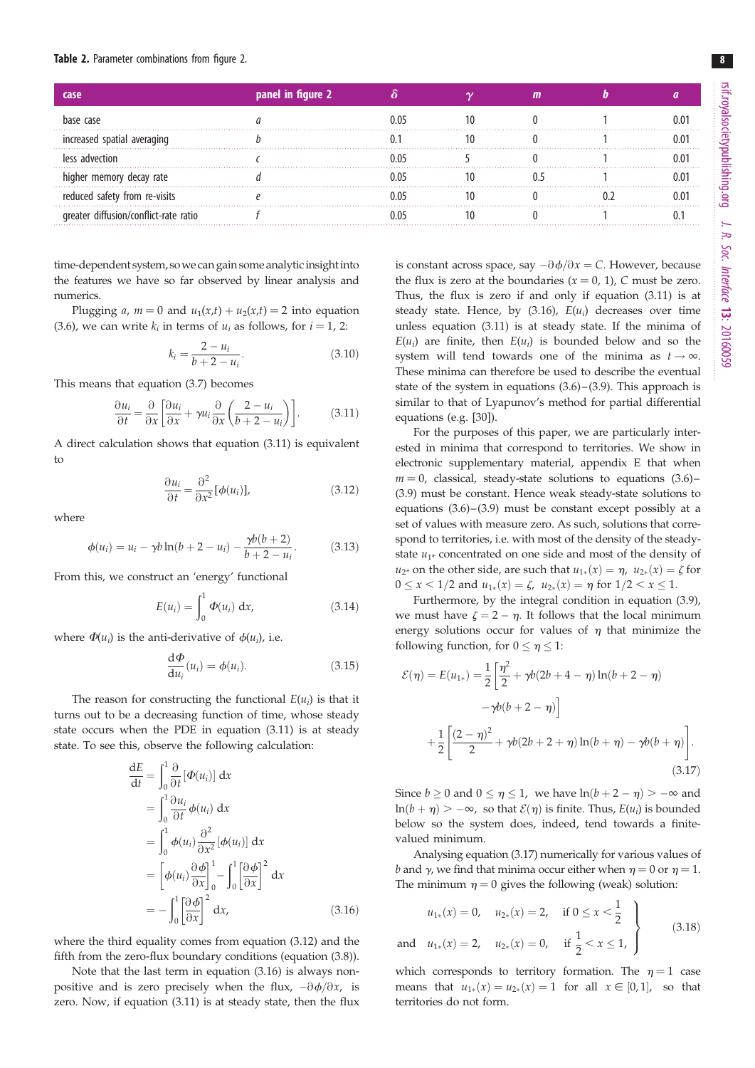**Table 2.** Parameter combinations from figure 2.

| case | panel in figure 2 | $\delta$ | $\gamma$ | $m$ | $b$ | $a$ |
|---|---|---|---|---|---|---|
| base case | *a* | 0.05 | 10 | 0 | 1 | 0.01 |
| increased spatial averaging | *b* | 0.1 | 10 | 0 | 1 | 0.01 |
| less advection | *c* | 0.05 | 5 | 0 | 1 | 0.01 |
| higher memory decay rate | *d* | 0.05 | 10 | 0.5 | 1 | 0.01 |
| reduced safety from re-visits | *e* | 0.05 | 10 | 0 | 0.2 | 0.01 |
| greater diffusion/conflict-rate ratio | *f* | 0.05 | 10 | 0 | 1 | 0.1 |

time-dependent system, so we can gain some analytic insight into the features we have so far observed by linear analysis and numerics.

Plugging $a$, $m = 0$ and $u_1(x,t) + u_2(x,t) = 2$ into equation (3.6), we can write $k_i$ in terms of $u_i$ as follows, for $i = 1, 2$:

$$k_i = \frac{2 - u_i}{b + 2 - u_i}. \tag{3.10}$$

This means that equation (3.7) becomes

$$\frac{\partial u_i}{\partial t} = \frac{\partial}{\partial x}\left[\frac{\partial u_i}{\partial x} + \gamma u_i \frac{\partial}{\partial x}\left(\frac{2 - u_i}{b + 2 - u_i}\right)\right]. \tag{3.11}$$

A direct calculation shows that equation (3.11) is equivalent to

$$\frac{\partial u_i}{\partial t} = \frac{\partial^2}{\partial x^2}[\phi(u_i)], \tag{3.12}$$

where

$$\phi(u_i) = u_i - \gamma b \ln(b + 2 - u_i) - \frac{\gamma b(b+2)}{b + 2 - u_i}. \tag{3.13}$$

From this, we construct an 'energy' functional

$$E(u_i) = \int_0^1 \Phi(u_i)\,\mathrm{d}x, \tag{3.14}$$

where $\Phi(u_i)$ is the anti-derivative of $\phi(u_i)$, i.e.

$$\frac{\mathrm{d}\Phi}{\mathrm{d}u_i}(u_i) = \phi(u_i). \tag{3.15}$$

The reason for constructing the functional $E(u_i)$ is that it turns out to be a decreasing function of time, whose steady state occurs when the PDE in equation (3.11) is at steady state. To see this, observe the following calculation:

$$\begin{aligned}
\frac{\mathrm{d}E}{\mathrm{d}t} &= \int_0^1 \frac{\partial}{\partial t}[\Phi(u_i)]\,\mathrm{d}x \\
&= \int_0^1 \frac{\partial u_i}{\partial t}\phi(u_i)\,\mathrm{d}x \\
&= \int_0^1 \phi(u_i)\frac{\partial^2}{\partial x^2}[\phi(u_i)]\,\mathrm{d}x \\
&= \left[\phi(u_i)\frac{\partial \phi}{\partial x}\right]_0^1 - \int_0^1 \left[\frac{\partial \phi}{\partial x}\right]^2 \mathrm{d}x \\
&= -\int_0^1 \left[\frac{\partial \phi}{\partial x}\right]^2 \mathrm{d}x,
\end{aligned} \tag{3.16}$$

where the third equality comes from equation (3.12) and the fifth from the zero-flux boundary conditions (equation (3.8)).

Note that the last term in equation (3.16) is always non-positive and is zero precisely when the flux, $-\partial\phi/\partial x$, is zero. Now, if equation (3.11) is at steady state, then the flux is constant across space, say $-\partial\phi/\partial x = C$. However, because the flux is zero at the boundaries ($x = 0, 1$), $C$ must be zero. Thus, the flux is zero if and only if equation (3.11) is at steady state. Hence, by (3.16), $E(u_i)$ decreases over time unless equation (3.11) is at steady state. If the minima of $E(u_i)$ are finite, then $E(u_i)$ is bounded below and so the system will tend towards one of the minima as $t \to \infty$. These minima can therefore be used to describe the eventual state of the system in equations (3.6)–(3.9). This approach is similar to that of Lyapunov's method for partial differential equations (e.g. [30]).

For the purposes of this paper, we are particularly interested in minima that correspond to territories. We show in electronic supplementary material, appendix E that when $m = 0$, classical, steady-state solutions to equations (3.6)–(3.9) must be constant. Hence weak steady-state solutions to equations (3.6)–(3.9) must be constant except possibly at a set of values with measure zero. As such, solutions that correspond to territories, i.e. with most of the density of the steady-state $u_{1*}$ concentrated on one side and most of the density of $u_{2*}$ on the other side, are such that $u_{1*}(x) = \eta$, $u_{2*}(x) = \zeta$ for $0 \le x < 1/2$ and $u_{1*}(x) = \zeta$, $u_{2*}(x) = \eta$ for $1/2 < x \le 1$.

Furthermore, by the integral condition in equation (3.9), we must have $\zeta = 2 - \eta$. It follows that the local minimum energy solutions occur for values of $\eta$ that minimize the following function, for $0 \le \eta \le 1$:

$$\begin{aligned}
\mathcal{E}(\eta) = E(u_{1*}) &= \frac{1}{2}\left[\frac{\eta^2}{2} + \gamma b(2b + 4 - \eta)\ln(b + 2 - \eta) \right. \\
&\quad \left. - \gamma b(b + 2 - \eta)\right] \\
&\quad + \frac{1}{2}\left[\frac{(2-\eta)^2}{2} + \gamma b(2b + 2 + \eta)\ln(b + \eta) - \gamma b(b + \eta)\right].
\end{aligned} \tag{3.17}$$

Since $b \ge 0$ and $0 \le \eta \le 1$, we have $\ln(b + 2 - \eta) > -\infty$ and $\ln(b + \eta) > -\infty$, so that $\mathcal{E}(\eta)$ is finite. Thus, $E(u_i)$ is bounded below so the system does, indeed, tend towards a finite-valued minimum.

Analysing equation (3.17) numerically for various values of $b$ and $\gamma$, we find that minima occur either when $\eta = 0$ or $\eta = 1$. The minimum $\eta = 0$ gives the following (weak) solution:

$$\left.\begin{aligned}
&u_{1*}(x) = 0, \quad u_{2*}(x) = 2, \quad \text{if } 0 \le x < \frac{1}{2} \\
\text{and} \quad &u_{1*}(x) = 2, \quad u_{2*}(x) = 0, \quad \text{if } \frac{1}{2} < x \le 1,
\end{aligned}\right\} \tag{3.18}$$

which corresponds to territory formation. The $\eta = 1$ case means that $u_{1*}(x) = u_{2*}(x) = 1$ for all $x \in [0, 1]$, so that territories do not form.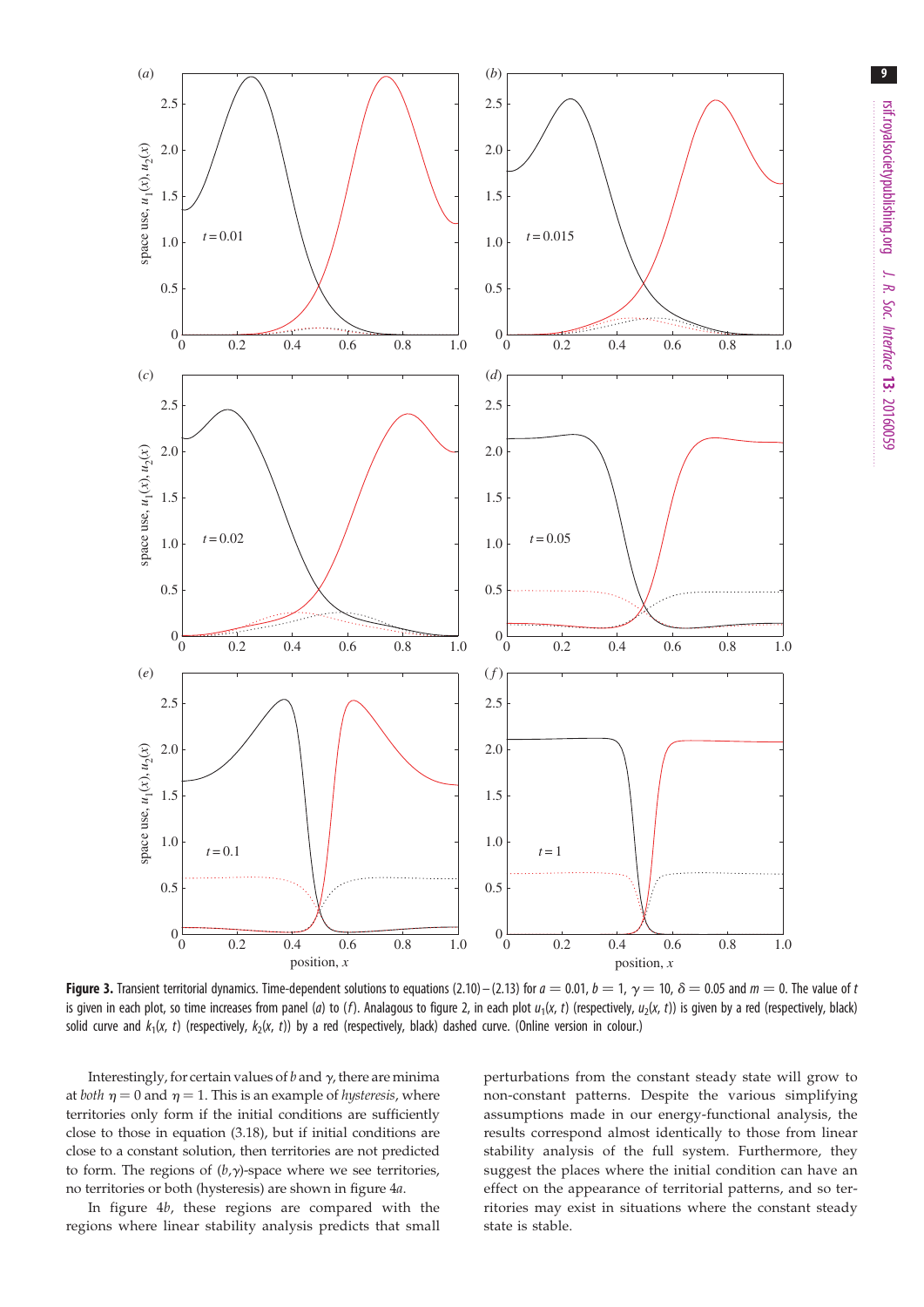**Figure 3.** Transient territorial dynamics. Time-dependent solutions to equations (2.10)–(2.13) for $a = 0.01$, $b = 1$, $\gamma = 10$, $\delta = 0.05$ and $m = 0$. The value of $t$ is given in each plot, so time increases from panel (*a*) to (*f*). Analagous to figure 2, in each plot $u_1(x, t)$ (respectively, $u_2(x, t)$) is given by a red (respectively, black) solid curve and $k_1(x, t)$ (respectively, $k_2(x, t)$) by a red (respectively, black) dashed curve. (Online version in colour.)

Interestingly, for certain values of $b$ and $\gamma$, there are minima at *both* $\eta = 0$ and $\eta = 1$. This is an example of *hysteresis*, where territories only form if the initial conditions are sufficiently close to those in equation (3.18), but if initial conditions are close to a constant solution, then territories are not predicted to form. The regions of $(b,\gamma)$-space where we see territories, no territories or both (hysteresis) are shown in figure 4*a*.

In figure 4*b*, these regions are compared with the regions where linear stability analysis predicts that small perturbations from the constant steady state will grow to non-constant patterns. Despite the various simplifying assumptions made in our energy-functional analysis, the results correspond almost identically to those from linear stability analysis of the full system. Furthermore, they suggest the places where the initial condition can have an effect on the appearance of territorial patterns, and so territories may exist in situations where the constant steady state is stable.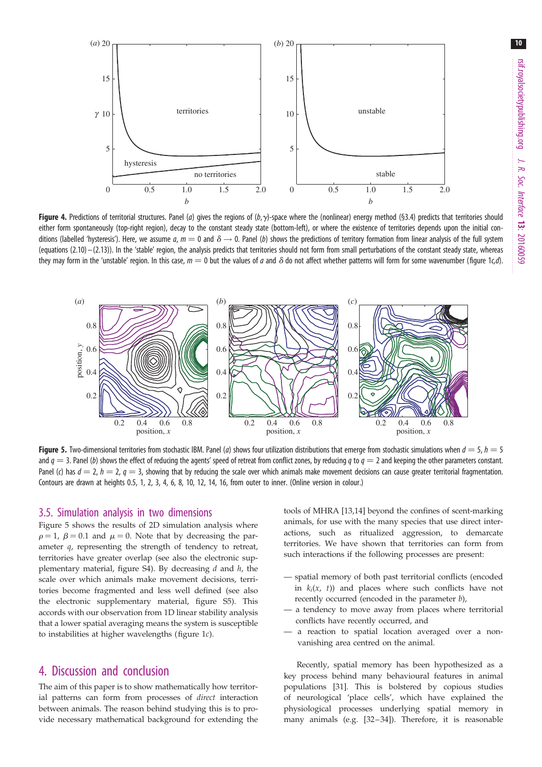**Figure 4.** Predictions of territorial structures. Panel (*a*) gives the regions of $(b,\gamma)$-space where the (nonlinear) energy method (§3.4) predicts that territories should either form spontaneously (top-right region), decay to the constant steady state (bottom-left), or where the existence of territories depends upon the initial conditions (labelled 'hysteresis'). Here, we assume $a$, $m = 0$ and $\delta \longrightarrow 0$. Panel (*b*) shows the predictions of territory formation from linear analysis of the full system (equations (2.10)–(2.13)). In the 'stable' region, the analysis predicts that territories should not form from small perturbations of the constant steady state, whereas they may form in the 'unstable' region. In this case, $m = 0$ but the values of $a$ and $\delta$ do not affect whether patterns will form for some wavenumber (figure 1*c*,*d*).

**Figure 5.** Two-dimensional territories from stochastic IBM. Panel (*a*) shows four utilization distributions that emerge from stochastic simulations when $d = 5$, $h = 5$ and $q = 3$. Panel (*b*) shows the effect of reducing the agents' speed of retreat from conflict zones, by reducing $q$ to $q = 2$ and keeping the other parameters constant. Panel (*c*) has $d = 2$, $h = 2$, $q = 3$, showing that by reducing the scale over which animals make movement decisions can cause greater territorial fragmentation. Contours are drawn at heights 0.5, 1, 2, 3, 4, 6, 8, 10, 12, 14, 16, from outer to inner. (Online version in colour.)

### 3.5. Simulation analysis in two dimensions

Figure 5 shows the results of 2D simulation analysis where $\rho = 1$, $\beta = 0.1$ and $\mu = 0$. Note that by decreasing the parameter $q$, representing the strength of tendency to retreat, territories have greater overlap (see also the electronic supplementary material, figure S4). By decreasing $d$ and $h$, the scale over which animals make movement decisions, territories become fragmented and less well defined (see also the electronic supplementary material, figure S5). This accords with our observation from 1D linear stability analysis that a lower spatial averaging means the system is susceptible to instabilities at higher wavelengths (figure 1*c*).

## 4. Discussion and conclusion

The aim of this paper is to show mathematically how territorial patterns can form from processes of *direct* interaction between animals. The reason behind studying this is to provide necessary mathematical background for extending the tools of MHRA [13,14] beyond the confines of scent-marking animals, for use with the many species that use direct interactions, such as ritualized aggression, to demarcate territories. We have shown that territories can form from such interactions if the following processes are present:

- spatial memory of both past territorial conflicts (encoded in $k_i(x, t)$) and places where such conflicts have not recently occurred (encoded in the parameter $b$),
- a tendency to move away from places where territorial conflicts have recently occurred, and
- a reaction to spatial location averaged over a non-vanishing area centred on the animal.

Recently, spatial memory has been hypothesized as a key process behind many behavioural features in animal populations [31]. This is bolstered by copious studies of neurological 'place cells', which have explained the physiological processes underlying spatial memory in many animals (e.g. [32–34]). Therefore, it is reasonable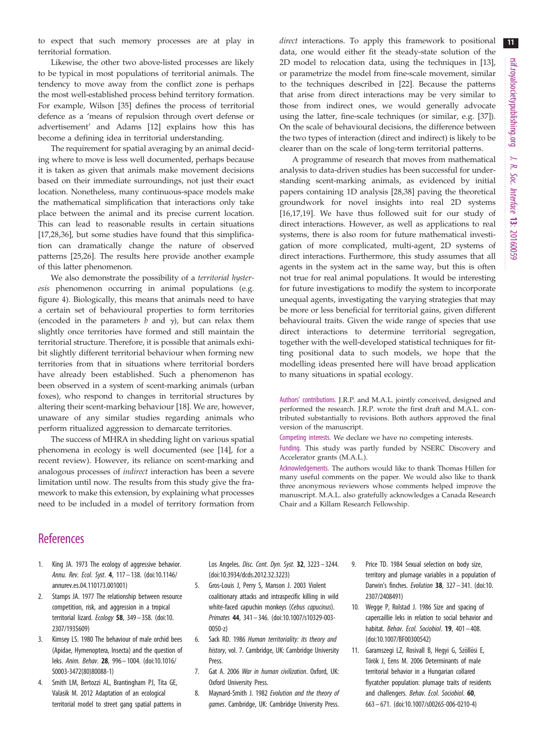to expect that such memory processes are at play in territorial formation.

Likewise, the other two above-listed processes are likely to be typical in most populations of territorial animals. The tendency to move away from the conflict zone is perhaps the most well-established process behind territory formation. For example, Wilson [35] defines the process of territorial defence as a 'means of repulsion through overt defense or advertisement' and Adams [12] explains how this has become a defining idea in territorial understanding.

The requirement for spatial averaging by an animal deciding where to move is less well documented, perhaps because it is taken as given that animals make movement decisions based on their immediate surroundings, not just their exact location. Nonetheless, many continuous-space models make the mathematical simplification that interactions only take place between the animal and its precise current location. This can lead to reasonable results in certain situations [17,28,36], but some studies have found that this simplification can dramatically change the nature of observed patterns [25,26]. The results here provide another example of this latter phenomenon.

We also demonstrate the possibility of a *territorial hysteresis* phenomenon occurring in animal populations (e.g. figure 4). Biologically, this means that animals need to have a certain set of behavioural properties to form territories (encoded in the parameters $b$ and $\gamma$), but can relax them slightly once territories have formed and still maintain the territorial structure. Therefore, it is possible that animals exhibit slightly different territorial behaviour when forming new territories from that in situations where territorial borders have already been established. Such a phenomenon has been observed in a system of scent-marking animals (urban foxes), who respond to changes in territorial structures by altering their scent-marking behaviour [18]. We are, however, unaware of any similar studies regarding animals who perform ritualized aggression to demarcate territories.

The success of MHRA in shedding light on various spatial phenomena in ecology is well documented (see [14], for a recent review). However, its reliance on scent-marking and analogous processes of *indirect* interaction has been a severe limitation until now. The results from this study give the framework to make this extension, by explaining what processes need to be included in a model of territory formation from *direct* interactions. To apply this framework to positional data, one would either fit the steady-state solution of the 2D model to relocation data, using the techniques in [13], or parametrize the model from fine-scale movement, similar to the techniques described in [22]. Because the patterns that arise from direct interactions may be very similar to those from indirect ones, we would generally advocate using the latter, fine-scale techniques (or similar, e.g. [37]). On the scale of behavioural decisions, the difference between the two types of interaction (direct and indirect) is likely to be clearer than on the scale of long-term territorial patterns.

A programme of research that moves from mathematical analysis to data-driven studies has been successful for understanding scent-marking animals, as evidenced by initial papers containing 1D analysis [28,38] paving the theoretical groundwork for novel insights into real 2D systems [16,17,19]. We have thus followed suit for our study of direct interactions. However, as well as applications to real systems, there is also room for future mathematical investigation of more complicated, multi-agent, 2D systems of direct interactions. Furthermore, this study assumes that all agents in the system act in the same way, but this is often not true for real animal populations. It would be interesting for future investigations to modify the system to incorporate unequal agents, investigating the varying strategies that may be more or less beneficial for territorial gains, given different behavioural traits. Given the wide range of species that use direct interactions to determine territorial segregation, together with the well-developed statistical techniques for fitting positional data to such models, we hope that the modelling ideas presented here will have broad application to many situations in spatial ecology.

Authors' contributions. J.R.P. and M.A.L. jointly conceived, designed and performed the research. J.R.P. wrote the first draft and M.A.L. contributed substantially to revisions. Both authors approved the final version of the manuscript.

Competing interests. We declare we have no competing interests.

Funding. This study was partly funded by NSERC Discovery and Accelerator grants (M.A.L.).

Acknowledgements. The authors would like to thank Thomas Hillen for many useful comments on the paper. We would also like to thank three anonymous reviewers whose comments helped improve the manuscript. M.A.L. also gratefully acknowledges a Canada Research Chair and a Killam Research Fellowship.

## References

1. King JA. 1973 The ecology of aggressive behavior. *Annu. Rev. Ecol. Syst.* **4**, 117–138. (doi:10.1146/annurev.es.04.110173.001001)
2. Stamps JA. 1977 The relationship between resource competition, risk, and aggression in a tropical territorial lizard. *Ecology* **58**, 349–358. (doi:10.2307/1935609)
3. Kimsey LS. 1980 The behaviour of male orchid bees (Apidae, Hymenoptera, Insecta) and the question of leks. *Anim. Behav.* **28**, 996–1004. (doi:10.1016/S0003-3472(80)80088-1)
4. Smith LM, Bertozzi AL, Brantingham PJ, Tita GE, Valasik M. 2012 Adaptation of an ecological territorial model to street gang spatial patterns in Los Angeles. *Disc. Cont. Dyn. Syst.* **32**, 3223–3244. (doi:10.3934/dcds.2012.32.3223)
5. Gros-Louis J, Perry S, Manson J. 2003 Violent coalitionary attacks and intraspecific killing in wild white-faced capuchin monkeys (*Cebus capucinus*). *Primates* **44**, 341–346. (doi:10.1007/s10329-003-0050-z)
6. Sack RD. 1986 *Human territoriality: its theory and history*, vol. 7. Cambridge, UK: Cambridge University Press.
7. Gat A. 2006 *War in human civilization*. Oxford, UK: Oxford University Press.
8. Maynard-Smith J. 1982 *Evolution and the theory of games*. Cambridge, UK: Cambridge University Press.
9. Price TD. 1984 Sexual selection on body size, territory and plumage variables in a population of Darwin's finches. *Evolution* **38**, 327–341. (doi:10.2307/2408491)
10. Wegge P, Rolstad J. 1986 Size and spacing of capercaillie leks in relation to social behavior and habitat. *Behav. Ecol. Sociobiol.* **19**, 401–408. (doi:10.1007/BF00300542)
11. Garamszegi LZ, Rosivall B, Hegyi G, Szöllősi E, Török J, Eens M. 2006 Determinants of male territorial behavior in a Hungarian collared flycatcher population: plumage traits of residents and challengers. *Behav. Ecol. Sociobiol.* **60**, 663–671. (doi:10.1007/s00265-006-0210-4)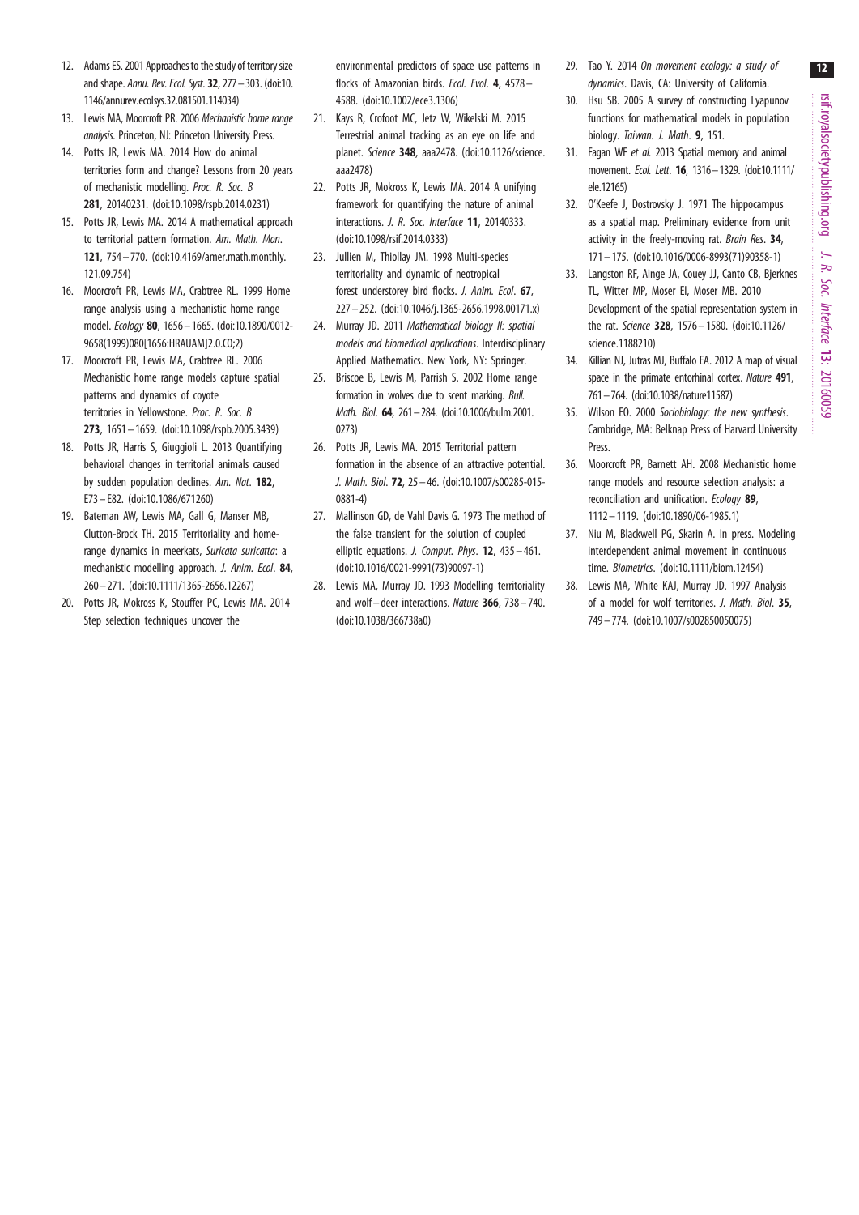12. Adams ES. 2001 Approaches to the study of territory size and shape. *Annu. Rev. Ecol. Syst.* **32**, 277–303. (doi:10.1146/annurev.ecolsys.32.081501.114034)
13. Lewis MA, Moorcroft PR. 2006 *Mechanistic home range analysis*. Princeton, NJ: Princeton University Press.
14. Potts JR, Lewis MA. 2014 How do animal territories form and change? Lessons from 20 years of mechanistic modelling. *Proc. R. Soc. B* **281**, 20140231. (doi:10.1098/rspb.2014.0231)
15. Potts JR, Lewis MA. 2014 A mathematical approach to territorial pattern formation. *Am. Math. Mon*. **121**, 754–770. (doi:10.4169/amer.math.monthly.121.09.754)
16. Moorcroft PR, Lewis MA, Crabtree RL. 1999 Home range analysis using a mechanistic home range model. *Ecology* **80**, 1656–1665. (doi:10.1890/0012-9658(1999)080[1656:HRAUAM]2.0.CO;2)
17. Moorcroft PR, Lewis MA, Crabtree RL. 2006 Mechanistic home range models capture spatial patterns and dynamics of coyote territories in Yellowstone. *Proc. R. Soc. B* **273**, 1651–1659. (doi:10.1098/rspb.2005.3439)
18. Potts JR, Harris S, Giuggioli L. 2013 Quantifying behavioral changes in territorial animals caused by sudden population declines. *Am. Nat*. **182**, E73–E82. (doi:10.1086/671260)
19. Bateman AW, Lewis MA, Gall G, Manser MB, Clutton-Brock TH. 2015 Territoriality and home-range dynamics in meerkats, *Suricata suricatta*: a mechanistic modelling approach. *J. Anim. Ecol*. **84**, 260–271. (doi:10.1111/1365-2656.12267)
20. Potts JR, Mokross K, Stouffer PC, Lewis MA. 2014 Step selection techniques uncover the environmental predictors of space use patterns in flocks of Amazonian birds. *Ecol. Evol*. **4**, 4578–4588. (doi:10.1002/ece3.1306)
21. Kays R, Crofoot MC, Jetz W, Wikelski M. 2015 Terrestrial animal tracking as an eye on life and planet. *Science* **348**, aaa2478. (doi:10.1126/science.aaa2478)
22. Potts JR, Mokross K, Lewis MA. 2014 A unifying framework for quantifying the nature of animal interactions. *J. R. Soc. Interface* **11**, 20140333. (doi:10.1098/rsif.2014.0333)
23. Jullien M, Thiollay JM. 1998 Multi-species territoriality and dynamic of neotropical forest understorey bird flocks. *J. Anim. Ecol*. **67**, 227–252. (doi:10.1046/j.1365-2656.1998.00171.x)
24. Murray JD. 2011 *Mathematical biology II: spatial models and biomedical applications*. Interdisciplinary Applied Mathematics. New York, NY: Springer.
25. Briscoe B, Lewis M, Parrish S. 2002 Home range formation in wolves due to scent marking. *Bull. Math. Biol*. **64**, 261–284. (doi:10.1006/bulm.2001.0273)
26. Potts JR, Lewis MA. 2015 Territorial pattern formation in the absence of an attractive potential. *J. Math. Biol*. **72**, 25–46. (doi:10.1007/s00285-015-0881-4)
27. Mallinson GD, de Vahl Davis G. 1973 The method of the false transient for the solution of coupled elliptic equations. *J. Comput. Phys*. **12**, 435–461. (doi:10.1016/0021-9991(73)90097-1)
28. Lewis MA, Murray JD. 1993 Modelling territoriality and wolf–deer interactions. *Nature* **366**, 738–740. (doi:10.1038/366738a0)
29. Tao Y. 2014 *On movement ecology: a study of dynamics*. Davis, CA: University of California.
30. Hsu SB. 2005 A survey of constructing Lyapunov functions for mathematical models in population biology. *Taiwan. J. Math*. **9**, 151.
31. Fagan WF *et al.* 2013 Spatial memory and animal movement. *Ecol. Lett*. **16**, 1316–1329. (doi:10.1111/ele.12165)
32. O'Keefe J, Dostrovsky J. 1971 The hippocampus as a spatial map. Preliminary evidence from unit activity in the freely-moving rat. *Brain Res*. **34**, 171–175. (doi:10.1016/0006-8993(71)90358-1)
33. Langston RF, Ainge JA, Couey JJ, Canto CB, Bjerknes TL, Witter MP, Moser EI, Moser MB. 2010 Development of the spatial representation system in the rat. *Science* **328**, 1576–1580. (doi:10.1126/science.1188210)
34. Killian NJ, Jutras MJ, Buffalo EA. 2012 A map of visual space in the primate entorhinal cortex. *Nature* **491**, 761–764. (doi:10.1038/nature11587)
35. Wilson EO. 2000 *Sociobiology: the new synthesis*. Cambridge, MA: Belknap Press of Harvard University Press.
36. Moorcroft PR, Barnett AH. 2008 Mechanistic home range models and resource selection analysis: a reconciliation and unification. *Ecology* **89**, 1112–1119. (doi:10.1890/06-1985.1)
37. Niu M, Blackwell PG, Skarin A. In press. Modeling interdependent animal movement in continuous time. *Biometrics*. (doi:10.1111/biom.12454)
38. Lewis MA, White KAJ, Murray JD. 1997 Analysis of a model for wolf territories. *J. Math. Biol*. **35**, 749–774. (doi:10.1007/s002850050075)